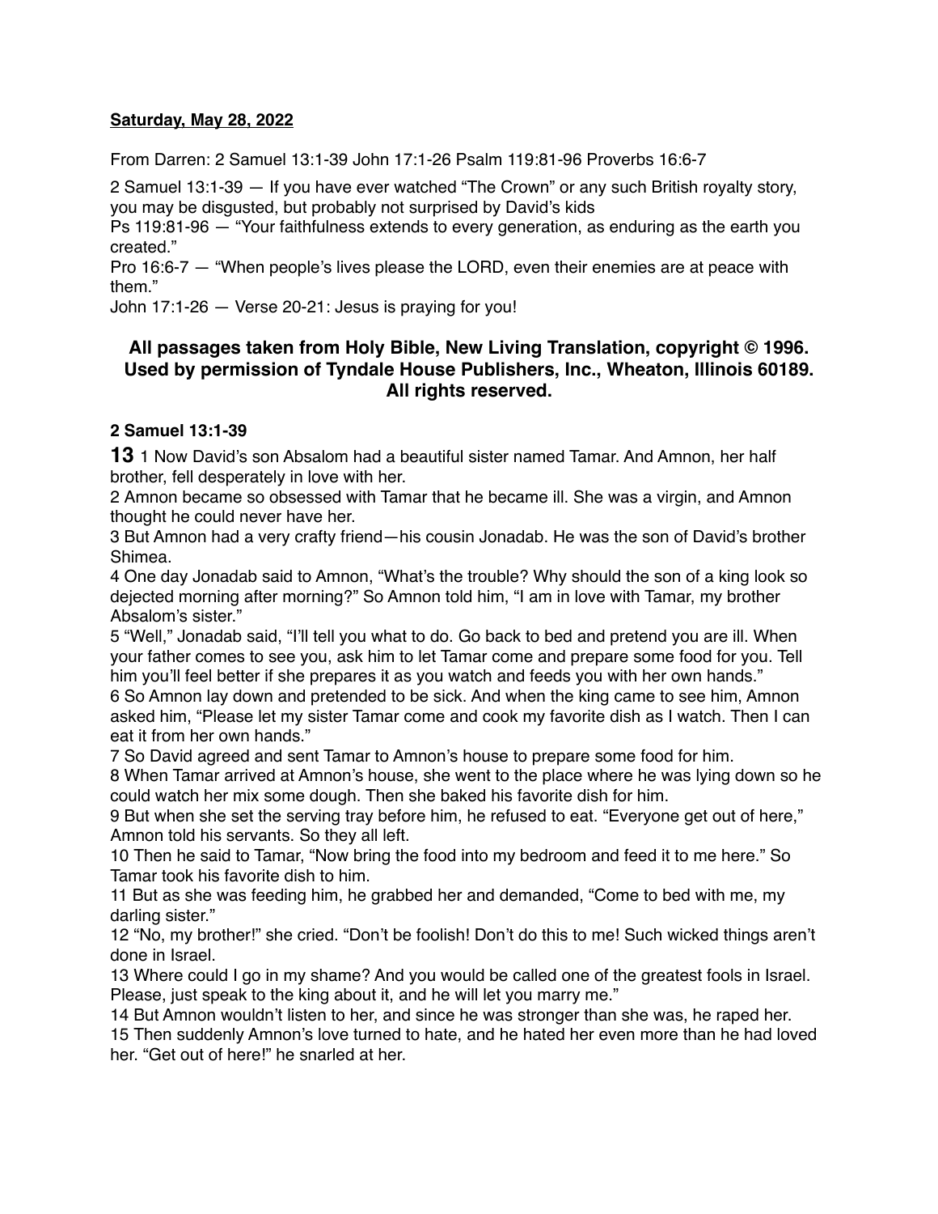**Saturday, May 28, 2022**

From Darren: 2 Samuel 13:1-39 John 17:1-26 Psalm 119:81-96 Proverbs 16:6-7

2 Samuel 13:1-39 — If you have ever watched "The Crown" or any such British royalty story, you may be disgusted, but probably not surprised by David's kids

Ps 119:81-96 — "Your faithfulness extends to every generation, as enduring as the earth you created."

Pro 16:6-7 — "When people's lives please the LORD, even their enemies are at peace with them."

John 17:1-26 — Verse 20-21: Jesus is praying for you!

## All passages taken from Holy Bible, New Living Translation, copyright © 1996. Used by permission of Tyndale House Publishers, Inc., Wheaton, Illinois 60189. All rights reserved.

### 2 Samuel 13:1-39

**13** 1 Now David's son Absalom had a beautiful sister named Tamar. And Amnon, her half brother, fell desperately in love with her.

2 Amnon became so obsessed with Tamar that he became ill. She was a virgin, and Amnon thought he could never have her.

3 But Amnon had a very crafty friend—his cousin Jonadab. He was the son of David's brother Shimea.

4 One day Jonadab said to Amnon, "What's the trouble? Why should the son of a king look so dejected morning after morning?" So Amnon told him, "I am in love with Tamar, my brother Absalom's sister."

5 "Well," Jonadab said, "I'll tell you what to do. Go back to bed and pretend you are ill. When your father comes to see you, ask him to let Tamar come and prepare some food for you. Tell him you'll feel better if she prepares it as you watch and feeds you with her own hands."

6 So Amnon lay down and pretended to be sick. And when the king came to see him, Amnon asked him, "Please let my sister Tamar come and cook my favorite dish as I watch. Then I can eat it from her own hands."

7 So David agreed and sent Tamar to Amnon's house to prepare some food for him.

8 When Tamar arrived at Amnon's house, she went to the place where he was lying down so he could watch her mix some dough. Then she baked his favorite dish for him.

9 But when she set the serving tray before him, he refused to eat. "Everyone get out of here," Amnon told his servants. So they all left.

10 Then he said to Tamar, "Now bring the food into my bedroom and feed it to me here." So Tamar took his favorite dish to him.

11 But as she was feeding him, he grabbed her and demanded, "Come to bed with me, my darling sister."

12 "No, my brother!" she cried. "Don't be foolish! Don't do this to me! Such wicked things aren't done in Israel.

13 Where could I go in my shame? And you would be called one of the greatest fools in Israel. Please, just speak to the king about it, and he will let you marry me."

14 But Amnon wouldn't listen to her, and since he was stronger than she was, he raped her.

15 Then suddenly Amnon's love turned to hate, and he hated her even more than he had loved her. "Get out of here!" he snarled at her.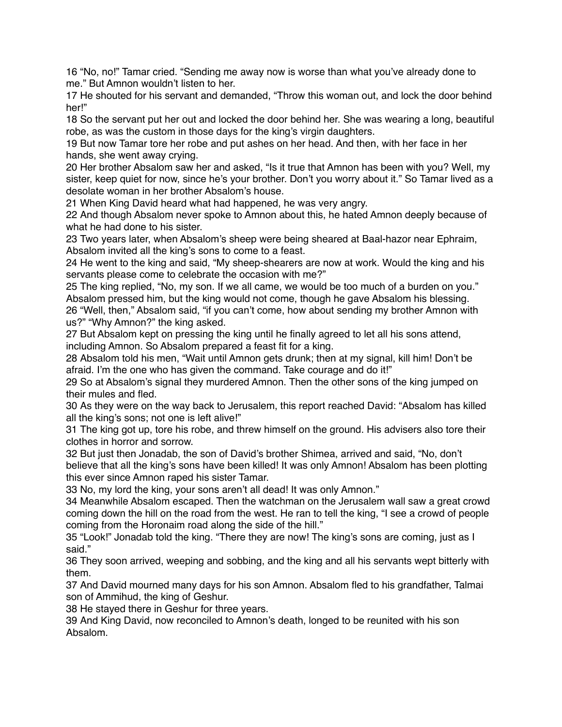16 “No, no!” Tamar cried. “Sending me away now is worse than what you’ve already done to me.” But Amnon wouldn’t listen to her.

17 He shouted for his servant and demanded, “Throw this woman out, and lock the door behind her!”

18 So the servant put her out and locked the door behind her. She was wearing a long, beautiful robe, as was the custom in those days for the king’s virgin daughters.

19 But now Tamar tore her robe and put ashes on her head. And then, with her face in her hands, she went away crying.

20 Her brother Absalom saw her and asked, “Is it true that Amnon has been with you? Well, my sister, keep quiet for now, since he’s your brother. Don’t you worry about it.” So Tamar lived as a desolate woman in her brother Absalom’s house.

21 When King David heard what had happened, he was very angry.

22 And though Absalom never spoke to Amnon about this, he hated Amnon deeply because of what he had done to his sister.

23 Two years later, when Absalom’s sheep were being sheared at Baal-hazor near Ephraim, Absalom invited all the king’s sons to come to a feast.

24 He went to the king and said, “My sheep-shearers are now at work. Would the king and his servants please come to celebrate the occasion with me?”

25 The king replied, “No, my son. If we all came, we would be too much of a burden on you.” Absalom pressed him, but the king would not come, though he gave Absalom his blessing.

26 “Well, then,” Absalom said, “if you can’t come, how about sending my brother Amnon with us?” “Why Amnon?” the king asked.

27 But Absalom kept on pressing the king until he finally agreed to let all his sons attend, including Amnon. So Absalom prepared a feast fit for a king.

28 Absalom told his men, “Wait until Amnon gets drunk; then at my signal, kill him! Don’t be afraid. I’m the one who has given the command. Take courage and do it!”

29 So at Absalom’s signal they murdered Amnon. Then the other sons of the king jumped on their mules and fled.

30 As they were on the way back to Jerusalem, this report reached David: “Absalom has killed all the king’s sons; not one is left alive!”

31 The king got up, tore his robe, and threw himself on the ground. His advisers also tore their clothes in horror and sorrow.

32 But just then Jonadab, the son of David’s brother Shimea, arrived and said, “No, don’t believe that all the king’s sons have been killed! It was only Amnon! Absalom has been plotting this ever since Amnon raped his sister Tamar.

33 No, my lord the king, your sons aren’t all dead! It was only Amnon.”

34 Meanwhile Absalom escaped. Then the watchman on the Jerusalem wall saw a great crowd coming down the hill on the road from the west. He ran to tell the king, “I see a crowd of people coming from the Horonaim road along the side of the hill.”

35 “Look!” Jonadab told the king. “There they are now! The king’s sons are coming, just as I said.”

36 They soon arrived, weeping and sobbing, and the king and all his servants wept bitterly with them.

37 And David mourned many days for his son Amnon. Absalom fled to his grandfather, Talmai son of Ammihud, the king of Geshur.

38 He stayed there in Geshur for three years.

39 And King David, now reconciled to Amnon’s death, longed to be reunited with his son Absalom.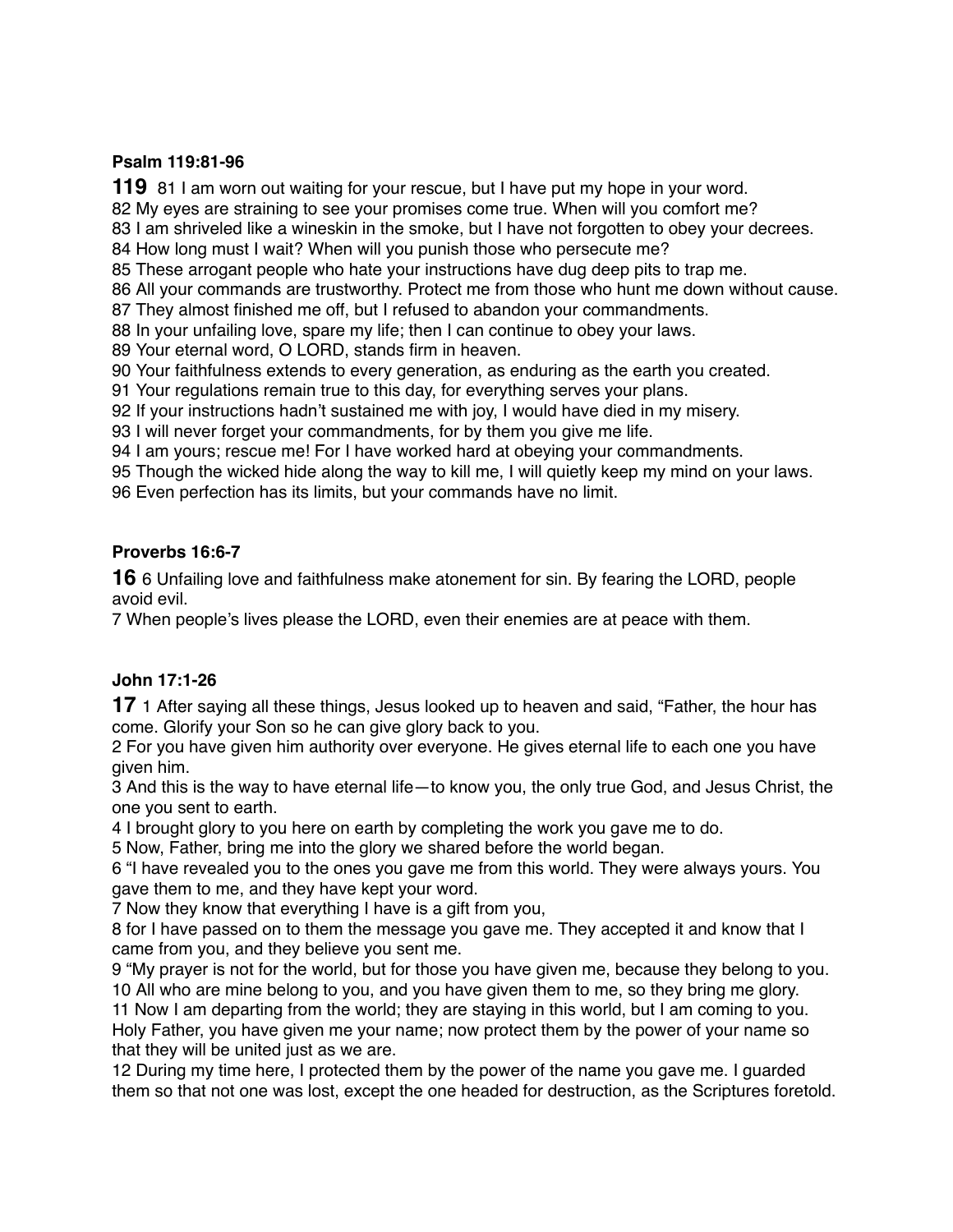**Psalm 119:81-96**

**119** 81 I am worn out waiting for your rescue, but I have put my hope in your word.
82 My eyes are straining to see your promises come true. When will you comfort me?
83 I am shriveled like a wineskin in the smoke, but I have not forgotten to obey your decrees.
84 How long must I wait? When will you punish those who persecute me?
85 These arrogant people who hate your instructions have dug deep pits to trap me.
86 All your commands are trustworthy. Protect me from those who hunt me down without cause.
87 They almost finished me off, but I refused to abandon your commandments.
88 In your unfailing love, spare my life; then I can continue to obey your laws.
89 Your eternal word, O LORD, stands firm in heaven.
90 Your faithfulness extends to every generation, as enduring as the earth you created.
91 Your regulations remain true to this day, for everything serves your plans.
92 If your instructions hadn't sustained me with joy, I would have died in my misery.
93 I will never forget your commandments, for by them you give me life.
94 I am yours; rescue me! For I have worked hard at obeying your commandments.
95 Though the wicked hide along the way to kill me, I will quietly keep my mind on your laws.
96 Even perfection has its limits, but your commands have no limit.

**Proverbs 16:6-7**

**16** 6 Unfailing love and faithfulness make atonement for sin. By fearing the LORD, people avoid evil.
7 When people's lives please the LORD, even their enemies are at peace with them.

**John 17:1-26**

**17** 1 After saying all these things, Jesus looked up to heaven and said, "Father, the hour has come. Glorify your Son so he can give glory back to you.
2 For you have given him authority over everyone. He gives eternal life to each one you have given him.
3 And this is the way to have eternal life—to know you, the only true God, and Jesus Christ, the one you sent to earth.
4 I brought glory to you here on earth by completing the work you gave me to do.
5 Now, Father, bring me into the glory we shared before the world began.
6 "I have revealed you to the ones you gave me from this world. They were always yours. You gave them to me, and they have kept your word.
7 Now they know that everything I have is a gift from you,
8 for I have passed on to them the message you gave me. They accepted it and know that I came from you, and they believe you sent me.
9 "My prayer is not for the world, but for those you have given me, because they belong to you.
10 All who are mine belong to you, and you have given them to me, so they bring me glory.
11 Now I am departing from the world; they are staying in this world, but I am coming to you. Holy Father, you have given me your name; now protect them by the power of your name so that they will be united just as we are.
12 During my time here, I protected them by the power of the name you gave me. I guarded them so that not one was lost, except the one headed for destruction, as the Scriptures foretold.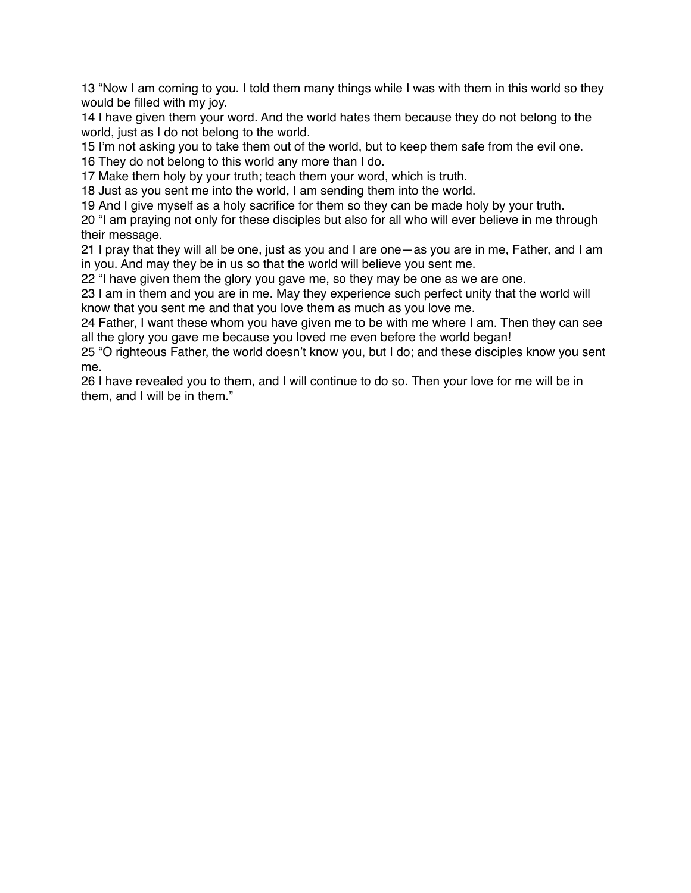13 “Now I am coming to you. I told them many things while I was with them in this world so they would be filled with my joy.

14 I have given them your word. And the world hates them because they do not belong to the world, just as I do not belong to the world.

15 I’m not asking you to take them out of the world, but to keep them safe from the evil one.

16 They do not belong to this world any more than I do.

17 Make them holy by your truth; teach them your word, which is truth.

18 Just as you sent me into the world, I am sending them into the world.

19 And I give myself as a holy sacrifice for them so they can be made holy by your truth.

20 “I am praying not only for these disciples but also for all who will ever believe in me through their message.

21 I pray that they will all be one, just as you and I are one—as you are in me, Father, and I am in you. And may they be in us so that the world will believe you sent me.

22 “I have given them the glory you gave me, so they may be one as we are one.

23 I am in them and you are in me. May they experience such perfect unity that the world will know that you sent me and that you love them as much as you love me.

24 Father, I want these whom you have given me to be with me where I am. Then they can see all the glory you gave me because you loved me even before the world began!

25 “O righteous Father, the world doesn’t know you, but I do; and these disciples know you sent me.

26 I have revealed you to them, and I will continue to do so. Then your love for me will be in them, and I will be in them.”